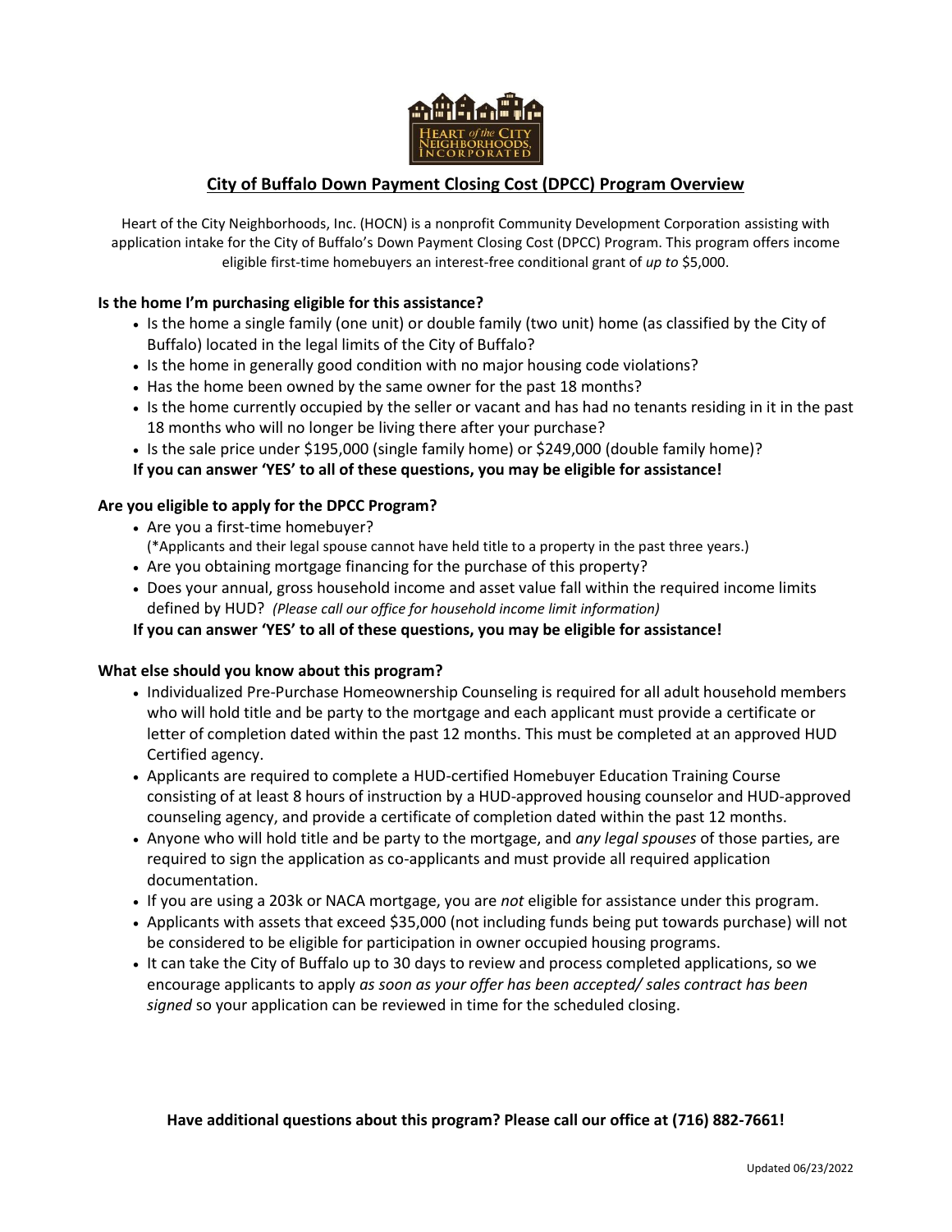## City of Buffalo Down Payment Closing Cost (DPCC) Program Overview

Heart of the City Neighborhoods, Inc. (HOCN) is a nonprofit Community Development Corporation assisting with application intake for the City of Buffalo's Down Payment Closing Cost (DPCC) Program. This program offers income eligible first-time homebuyers an interest-free conditional grant of *up to* $5,000.

### Is the home I'm purchasing eligible for this assistance?

- Is the home a single family (one unit) or double family (two unit) home (as classified by the City of Buffalo) located in the legal limits of the City of Buffalo?
- Is the home in generally good condition with no major housing code violations?
- Has the home been owned by the same owner for the past 18 months?
- Is the home currently occupied by the seller or vacant and has had no tenants residing in it in the past 18 months who will no longer be living there after your purchase?
- Is the sale price under $195,000 (single family home) or $249,000 (double family home)?

**If you can answer 'YES' to all of these questions, you may be eligible for assistance!**

### Are you eligible to apply for the DPCC Program?

- Are you a first-time homebuyer?
  (*Applicants and their legal spouse cannot have held title to a property in the past three years.)
- Are you obtaining mortgage financing for the purchase of this property?
- Does your annual, gross household income and asset value fall within the required income limits defined by HUD? *(Please call our office for household income limit information)*

**If you can answer 'YES' to all of these questions, you may be eligible for assistance!**

### What else should you know about this program?

- Individualized Pre-Purchase Homeownership Counseling is required for all adult household members who will hold title and be party to the mortgage and each applicant must provide a certificate or letter of completion dated within the past 12 months. This must be completed at an approved HUD Certified agency.
- Applicants are required to complete a HUD-certified Homebuyer Education Training Course consisting of at least 8 hours of instruction by a HUD-approved housing counselor and HUD-approved counseling agency, and provide a certificate of completion dated within the past 12 months.
- Anyone who will hold title and be party to the mortgage, and *any legal spouses* of those parties, are required to sign the application as co-applicants and must provide all required application documentation.
- If you are using a 203k or NACA mortgage, you are *not* eligible for assistance under this program.
- Applicants with assets that exceed $35,000 (not including funds being put towards purchase) will not be considered to be eligible for participation in owner occupied housing programs.
- It can take the City of Buffalo up to 30 days to review and process completed applications, so we encourage applicants to apply *as soon as your offer has been accepted/ sales contract has been signed* so your application can be reviewed in time for the scheduled closing.

**Have additional questions about this program? Please call our office at (716) 882-7661!**

Updated 06/23/2022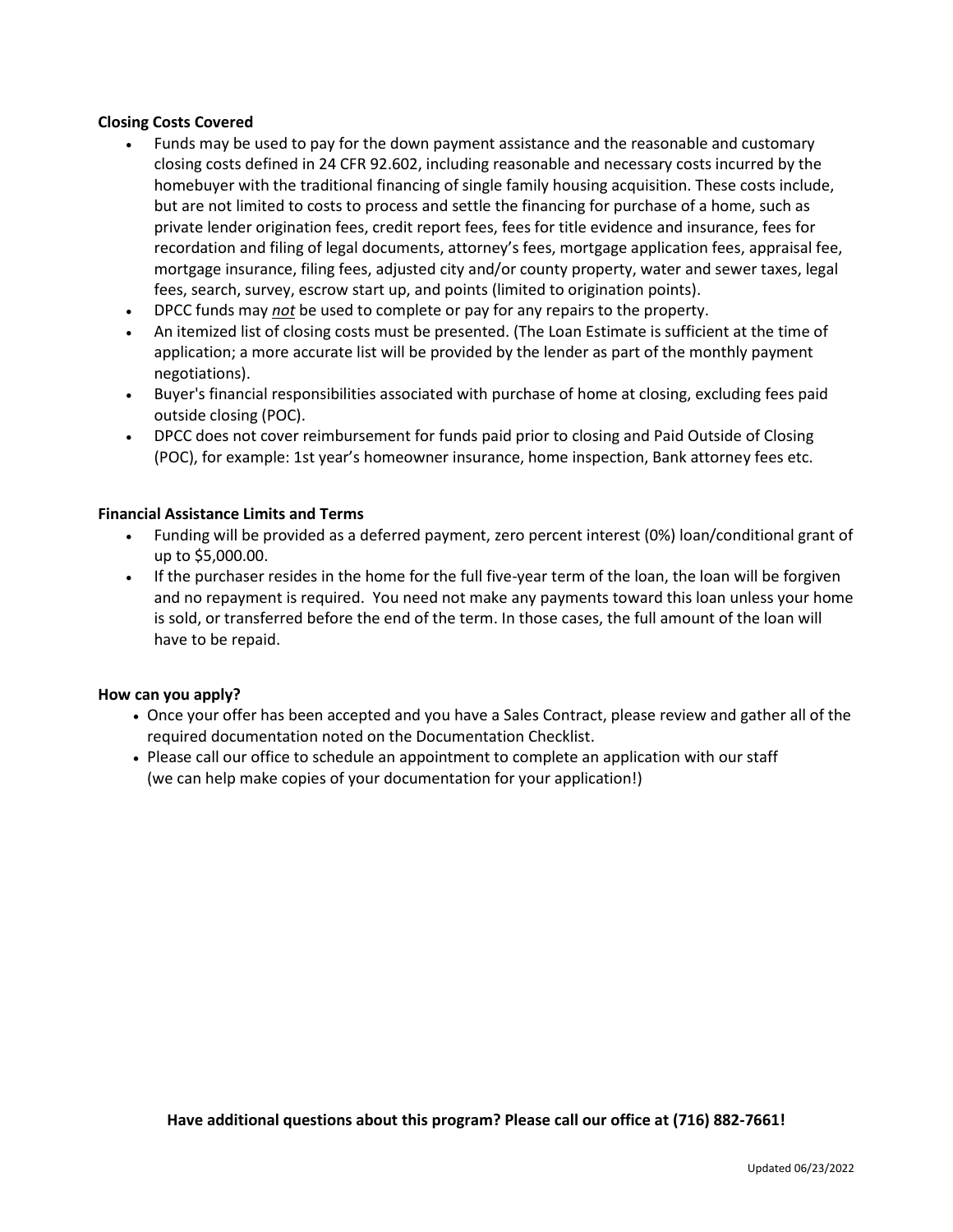**Closing Costs Covered**

- Funds may be used to pay for the down payment assistance and the reasonable and customary closing costs defined in 24 CFR 92.602, including reasonable and necessary costs incurred by the homebuyer with the traditional financing of single family housing acquisition. These costs include, but are not limited to costs to process and settle the financing for purchase of a home, such as private lender origination fees, credit report fees, fees for title evidence and insurance, fees for recordation and filing of legal documents, attorney's fees, mortgage application fees, appraisal fee, mortgage insurance, filing fees, adjusted city and/or county property, water and sewer taxes, legal fees, search, survey, escrow start up, and points (limited to origination points).
- DPCC funds may ***not*** be used to complete or pay for any repairs to the property.
- An itemized list of closing costs must be presented. (The Loan Estimate is sufficient at the time of application; a more accurate list will be provided by the lender as part of the monthly payment negotiations).
- Buyer's financial responsibilities associated with purchase of home at closing, excluding fees paid outside closing (POC).
- DPCC does not cover reimbursement for funds paid prior to closing and Paid Outside of Closing (POC), for example: 1st year's homeowner insurance, home inspection, Bank attorney fees etc.

**Financial Assistance Limits and Terms**

- Funding will be provided as a deferred payment, zero percent interest (0%) loan/conditional grant of up to $5,000.00.
- If the purchaser resides in the home for the full five-year term of the loan, the loan will be forgiven and no repayment is required. You need not make any payments toward this loan unless your home is sold, or transferred before the end of the term. In those cases, the full amount of the loan will have to be repaid.

**How can you apply?**

- Once your offer has been accepted and you have a Sales Contract, please review and gather all of the required documentation noted on the Documentation Checklist.
- Please call our office to schedule an appointment to complete an application with our staff (we can help make copies of your documentation for your application!)

**Have additional questions about this program? Please call our office at (716) 882-7661!**

Updated 06/23/2022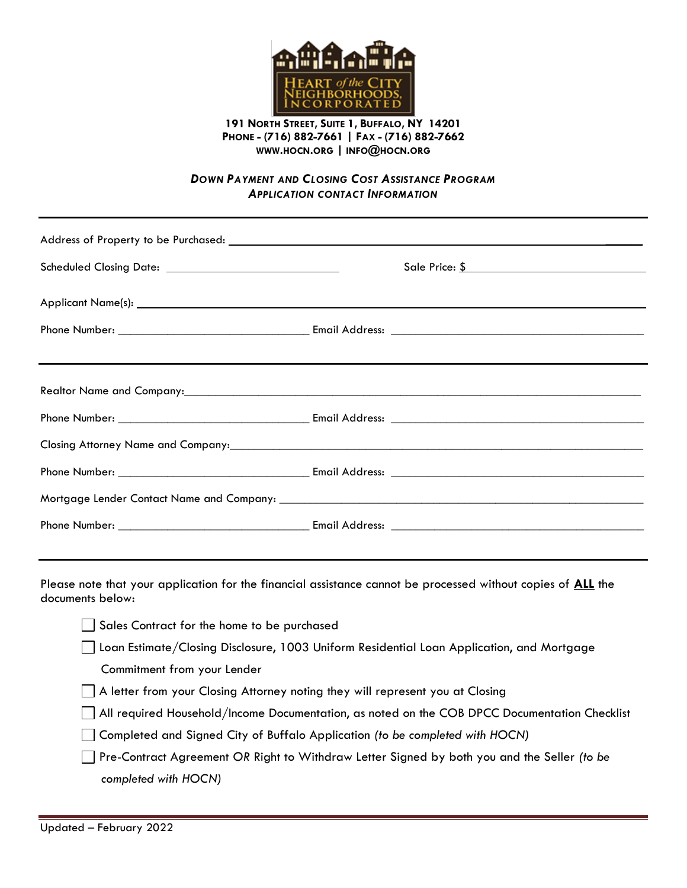**HEART of the CITY NEIGHBORHOODS, INCORPORATED**

**191 NORTH STREET, SUITE 1, BUFFALO, NY 14201**
**PHONE - (716) 882-7661 | FAX - (716) 882-7662**
**WWW.HOCN.ORG | INFO@HOCN.ORG**

***DOWN PAYMENT AND CLOSING COST ASSISTANCE PROGRAM***
***APPLICATION CONTACT INFORMATION***

---

Address of Property to be Purchased: ______________________________________________

Scheduled Closing Date: ______________________ Sale Price: $______________________

Applicant Name(s): ______________________________________________

Phone Number: ______________________ Email Address: ______________________

---

Realtor Name and Company: ______________________________________________

Phone Number: ______________________ Email Address: ______________________

Closing Attorney Name and Company: ______________________________________________

Phone Number: ______________________ Email Address: ______________________

Mortgage Lender Contact Name and Company: ______________________________________________

Phone Number: ______________________ Email Address: ______________________

---

Please note that your application for the financial assistance cannot be processed without copies of **ALL** the documents below:

- ☐ Sales Contract for the home to be purchased
- ☐ Loan Estimate/Closing Disclosure, 1003 Uniform Residential Loan Application, and Mortgage Commitment from your Lender
- ☐ A letter from your Closing Attorney noting they will represent you at Closing
- ☐ All required Household/Income Documentation, as noted on the COB DPCC Documentation Checklist
- ☐ Completed and Signed City of Buffalo Application *(to be completed with HOCN)*
- ☐ Pre-Contract Agreement OR Right to Withdraw Letter Signed by both you and the Seller *(to be completed with HOCN)*

Updated – February 2022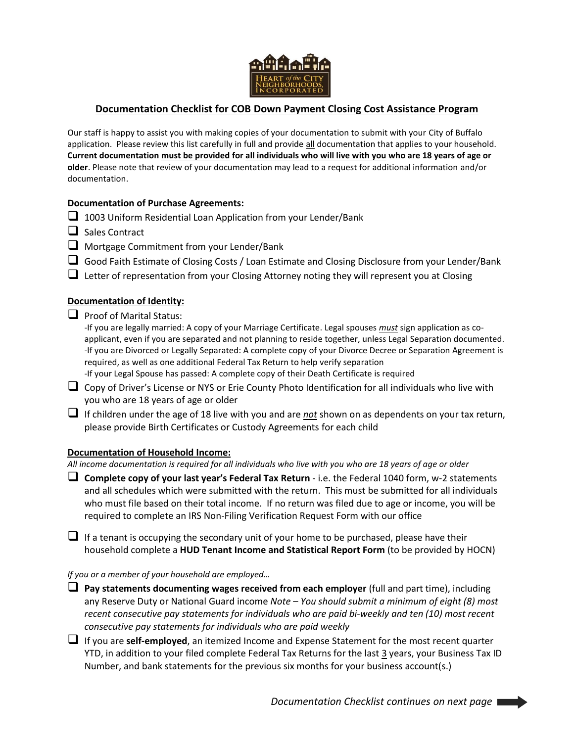# Documentation Checklist for COB Down Payment Closing Cost Assistance Program

Our staff is happy to assist you with making copies of your documentation to submit with your City of Buffalo application. Please review this list carefully in full and provide all documentation that applies to your household. **Current documentation must be provided for all individuals who will live with you who are 18 years of age or older**. Please note that review of your documentation may lead to a request for additional information and/or documentation.

## Documentation of Purchase Agreements:

- ☐ 1003 Uniform Residential Loan Application from your Lender/Bank
- ☐ Sales Contract
- ☐ Mortgage Commitment from your Lender/Bank
- ☐ Good Faith Estimate of Closing Costs / Loan Estimate and Closing Disclosure from your Lender/Bank
- ☐ Letter of representation from your Closing Attorney noting they will represent you at Closing

## Documentation of Identity:

- ☐ Proof of Marital Status:
  - -If you are legally married: A copy of your Marriage Certificate. Legal spouses ***must*** sign application as co-applicant, even if you are separated and not planning to reside together, unless Legal Separation documented.
  - -If you are Divorced or Legally Separated: A complete copy of your Divorce Decree or Separation Agreement is required, as well as one additional Federal Tax Return to help verify separation
  - -If your Legal Spouse has passed: A complete copy of their Death Certificate is required
- ☐ Copy of Driver's License or NYS or Erie County Photo Identification for all individuals who live with you who are 18 years of age or older
- ☐ If children under the age of 18 live with you and are ***not*** shown on as dependents on your tax return, please provide Birth Certificates or Custody Agreements for each child

## Documentation of Household Income:

*All income documentation is required for all individuals who live with you who are 18 years of age or older*

- ☐ **Complete copy of your last year's Federal Tax Return** - i.e. the Federal 1040 form, w-2 statements and all schedules which were submitted with the return. This must be submitted for all individuals who must file based on their total income. If no return was filed due to age or income, you will be required to complete an IRS Non-Filing Verification Request Form with our office
- ☐ If a tenant is occupying the secondary unit of your home to be purchased, please have their household complete a **HUD Tenant Income and Statistical Report Form** (to be provided by HOCN)

*If you or a member of your household are employed…*

- ☐ **Pay statements documenting wages received from each employer** (full and part time), including any Reserve Duty or National Guard income *Note – You should submit a minimum of eight (8) most recent consecutive pay statements for individuals who are paid bi-weekly and ten (10) most recent consecutive pay statements for individuals who are paid weekly*
- ☐ If you are **self-employed**, an itemized Income and Expense Statement for the most recent quarter YTD, in addition to your filed complete Federal Tax Returns for the last 3 years, your Business Tax ID Number, and bank statements for the previous six months for your business account(s.)

*Documentation Checklist continues on next page* ➡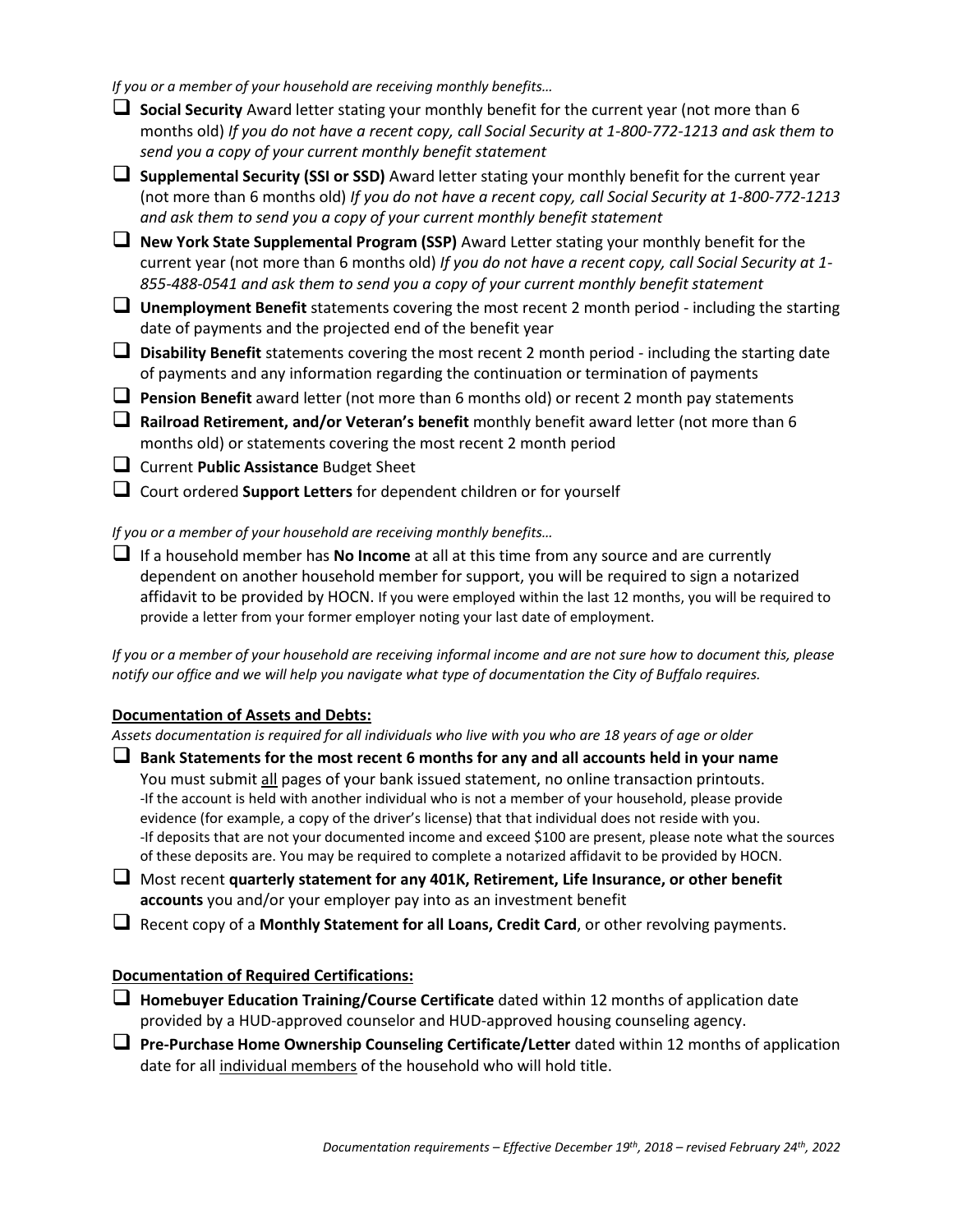*If you or a member of your household are receiving monthly benefits…*

- ☐ **Social Security** Award letter stating your monthly benefit for the current year (not more than 6 months old) *If you do not have a recent copy, call Social Security at 1-800-772-1213 and ask them to send you a copy of your current monthly benefit statement*
- ☐ **Supplemental Security (SSI or SSD)** Award letter stating your monthly benefit for the current year (not more than 6 months old) *If you do not have a recent copy, call Social Security at 1-800-772-1213 and ask them to send you a copy of your current monthly benefit statement*
- ☐ **New York State Supplemental Program (SSP)** Award Letter stating your monthly benefit for the current year (not more than 6 months old) *If you do not have a recent copy, call Social Security at 1-855-488-0541 and ask them to send you a copy of your current monthly benefit statement*
- ☐ **Unemployment Benefit** statements covering the most recent 2 month period - including the starting date of payments and the projected end of the benefit year
- ☐ **Disability Benefit** statements covering the most recent 2 month period - including the starting date of payments and any information regarding the continuation or termination of payments
- ☐ **Pension Benefit** award letter (not more than 6 months old) or recent 2 month pay statements
- ☐ **Railroad Retirement, and/or Veteran's benefit** monthly benefit award letter (not more than 6 months old) or statements covering the most recent 2 month period
- ☐ Current **Public Assistance** Budget Sheet
- ☐ Court ordered **Support Letters** for dependent children or for yourself

*If you or a member of your household are receiving monthly benefits…*

- ☐ If a household member has **No Income** at all at this time from any source and are currently dependent on another household member for support, you will be required to sign a notarized affidavit to be provided by HOCN. If you were employed within the last 12 months, you will be required to provide a letter from your former employer noting your last date of employment.

*If you or a member of your household are receiving informal income and are not sure how to document this, please notify our office and we will help you navigate what type of documentation the City of Buffalo requires.*

**Documentation of Assets and Debts:**

*Assets documentation is required for all individuals who live with you who are 18 years of age or older*

- ☐ **Bank Statements for the most recent 6 months for any and all accounts held in your name**
  You must submit all pages of your bank issued statement, no online transaction printouts.
  -If the account is held with another individual who is not a member of your household, please provide evidence (for example, a copy of the driver's license) that that individual does not reside with you.
  -If deposits that are not your documented income and exceed $100 are present, please note what the sources of these deposits are. You may be required to complete a notarized affidavit to be provided by HOCN.
- ☐ Most recent **quarterly statement for any 401K, Retirement, Life Insurance, or other benefit accounts** you and/or your employer pay into as an investment benefit
- ☐ Recent copy of a **Monthly Statement for all Loans, Credit Card**, or other revolving payments.

**Documentation of Required Certifications:**

- ☐ **Homebuyer Education Training/Course Certificate** dated within 12 months of application date provided by a HUD-approved counselor and HUD-approved housing counseling agency.
- ☐ **Pre-Purchase Home Ownership Counseling Certificate/Letter** dated within 12 months of application date for all individual members of the household who will hold title.

*Documentation requirements – Effective December 19th, 2018 – revised February 24th, 2022*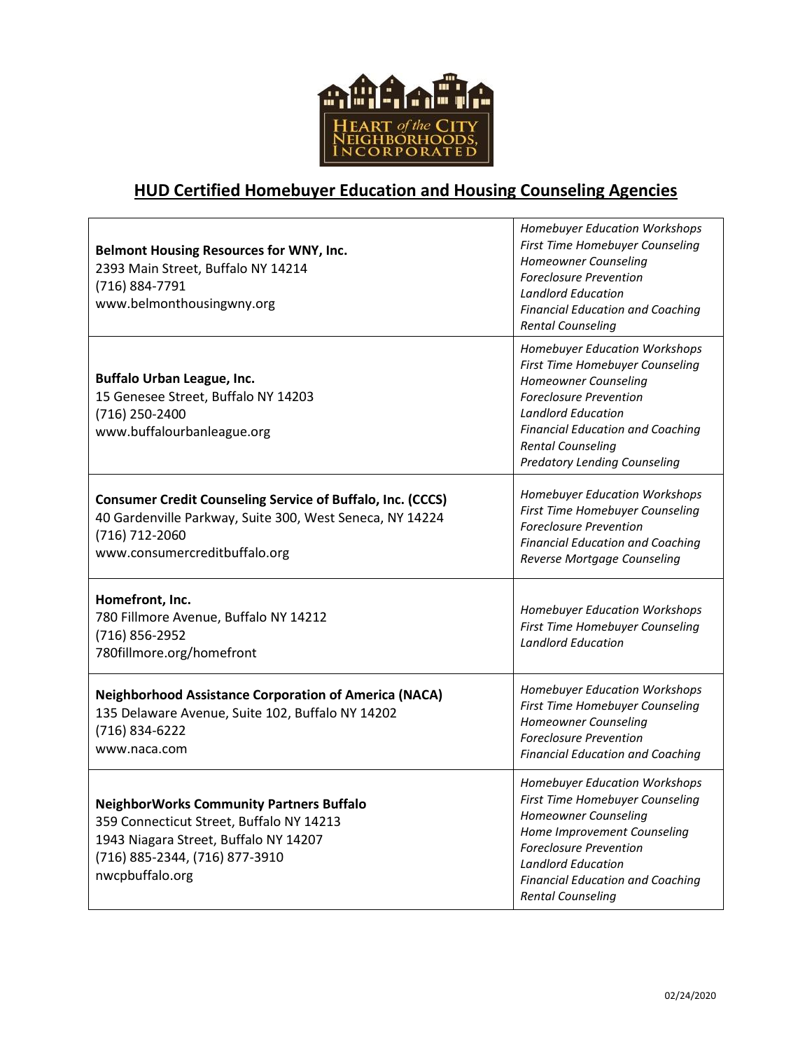HEART of the CITY NEIGHBORHOODS, INCORPORATED

# HUD Certified Homebuyer Education and Housing Counseling Agencies

| Agency | Services |
|---|---|
| **Belmont Housing Resources for WNY, Inc.**<br>2393 Main Street, Buffalo NY 14214<br>(716) 884-7791<br>www.belmonthousingwny.org | *Homebuyer Education Workshops*<br>*First Time Homebuyer Counseling*<br>*Homeowner Counseling*<br>*Foreclosure Prevention*<br>*Landlord Education*<br>*Financial Education and Coaching*<br>*Rental Counseling* |
| **Buffalo Urban League, Inc.**<br>15 Genesee Street, Buffalo NY 14203<br>(716) 250-2400<br>www.buffalourbanleague.org | *Homebuyer Education Workshops*<br>*First Time Homebuyer Counseling*<br>*Homeowner Counseling*<br>*Foreclosure Prevention*<br>*Landlord Education*<br>*Financial Education and Coaching*<br>*Rental Counseling*<br>*Predatory Lending Counseling* |
| **Consumer Credit Counseling Service of Buffalo, Inc. (CCCS)**<br>40 Gardenville Parkway, Suite 300, West Seneca, NY 14224<br>(716) 712-2060<br>www.consumercreditbuffalo.org | *Homebuyer Education Workshops*<br>*First Time Homebuyer Counseling*<br>*Foreclosure Prevention*<br>*Financial Education and Coaching*<br>*Reverse Mortgage Counseling* |
| **Homefront, Inc.**<br>780 Fillmore Avenue, Buffalo NY 14212<br>(716) 856-2952<br>780fillmore.org/homefront | *Homebuyer Education Workshops*<br>*First Time Homebuyer Counseling*<br>*Landlord Education* |
| **Neighborhood Assistance Corporation of America (NACA)**<br>135 Delaware Avenue, Suite 102, Buffalo NY 14202<br>(716) 834-6222<br>www.naca.com | *Homebuyer Education Workshops*<br>*First Time Homebuyer Counseling*<br>*Homeowner Counseling*<br>*Foreclosure Prevention*<br>*Financial Education and Coaching* |
| **NeighborWorks Community Partners Buffalo**<br>359 Connecticut Street, Buffalo NY 14213<br>1943 Niagara Street, Buffalo NY 14207<br>(716) 885-2344, (716) 877-3910<br>nwcpbuffalo.org | *Homebuyer Education Workshops*<br>*First Time Homebuyer Counseling*<br>*Homeowner Counseling*<br>*Home Improvement Counseling*<br>*Foreclosure Prevention*<br>*Landlord Education*<br>*Financial Education and Coaching*<br>*Rental Counseling* |

02/24/2020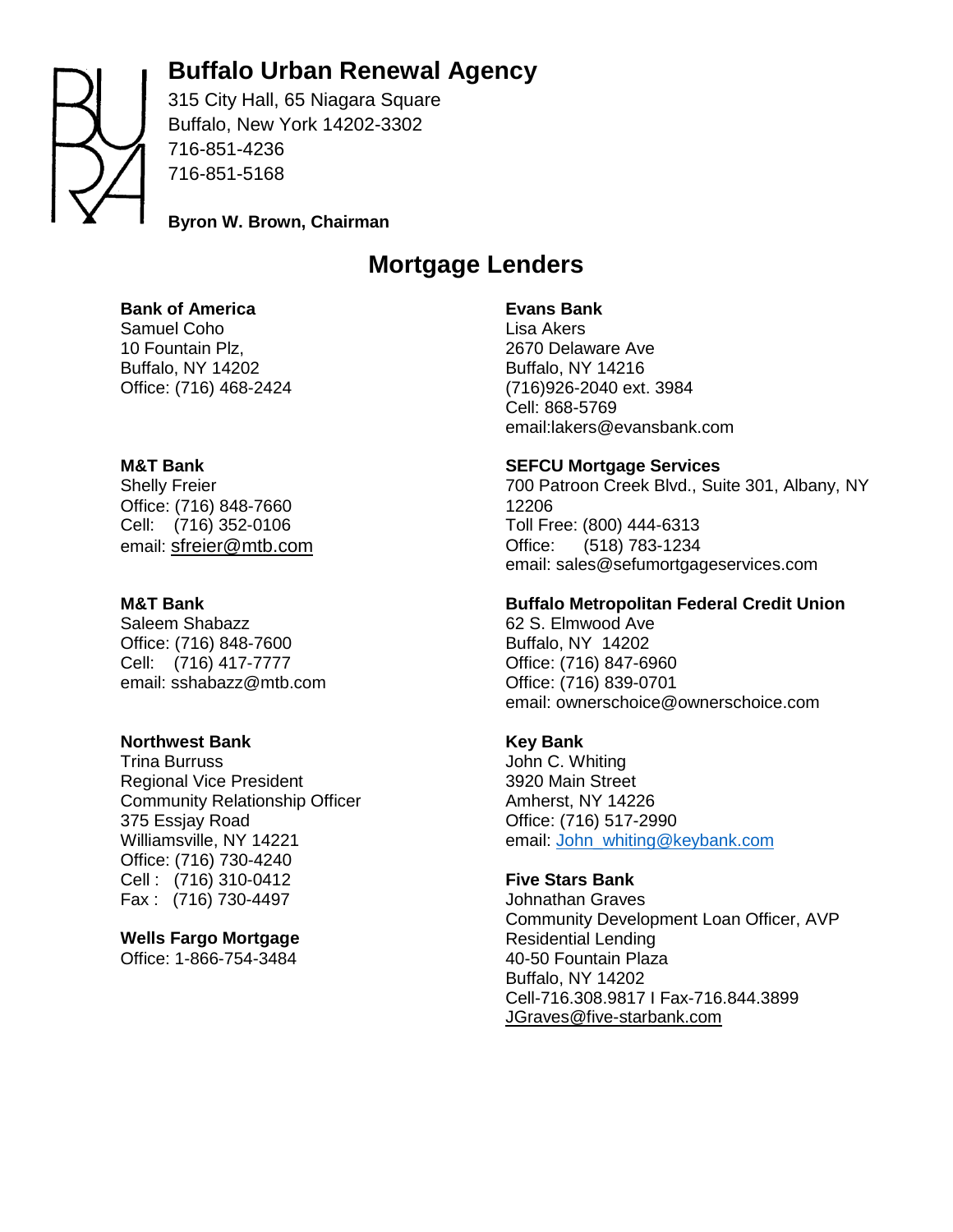# Buffalo Urban Renewal Agency

315 City Hall, 65 Niagara Square
Buffalo, New York 14202-3302
716-851-4236
716-851-5168

**Byron W. Brown, Chairman**

## Mortgage Lenders

**Bank of America**
Samuel Coho
10 Fountain Plz,
Buffalo, NY 14202
Office: (716) 468-2424

**M&T Bank**
Shelly Freier
Office: (716) 848-7660
Cell: (716) 352-0106
email: sfreier@mtb.com

**M&T Bank**
Saleem Shabazz
Office: (716) 848-7600
Cell: (716) 417-7777
email: sshabazz@mtb.com

**Northwest Bank**
Trina Burruss
Regional Vice President
Community Relationship Officer
375 Essjay Road
Williamsville, NY 14221
Office: (716) 730-4240
Cell : (716) 310-0412
Fax : (716) 730-4497

**Wells Fargo Mortgage**
Office: 1-866-754-3484

**Evans Bank**
Lisa Akers
2670 Delaware Ave
Buffalo, NY 14216
(716)926-2040 ext. 3984
Cell: 868-5769
email:lakers@evansbank.com

**SEFCU Mortgage Services**
700 Patroon Creek Blvd., Suite 301, Albany, NY 12206
Toll Free: (800) 444-6313
Office: (518) 783-1234
email: sales@sefumortgageservices.com

**Buffalo Metropolitan Federal Credit Union**
62 S. Elmwood Ave
Buffalo, NY 14202
Office: (716) 847-6960
Office: (716) 839-0701
email: ownerschoice@ownerschoice.com

**Key Bank**
John C. Whiting
3920 Main Street
Amherst, NY 14226
Office: (716) 517-2990
email: John_whiting@keybank.com

**Five Stars Bank**
Johnathan Graves
Community Development Loan Officer, AVP
Residential Lending
40-50 Fountain Plaza
Buffalo, NY 14202
Cell-716.308.9817 I Fax-716.844.3899
JGraves@five-starbank.com